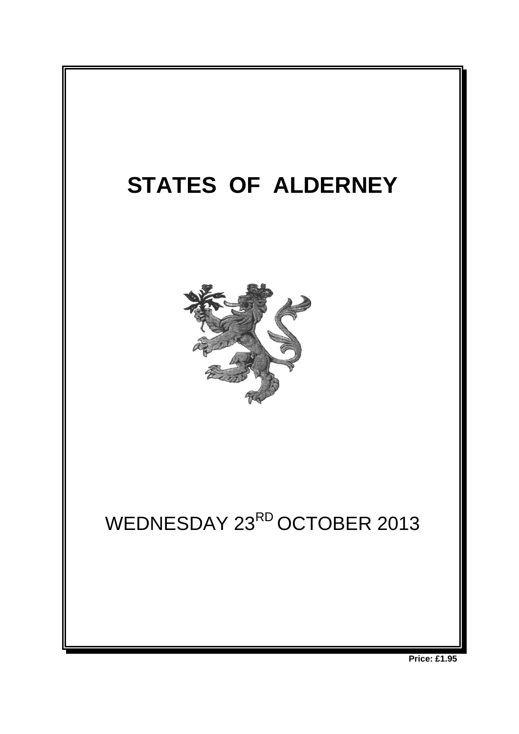# STATES OF ALDERNEY

WEDNESDAY 23RD OCTOBER 2013

**Price: £1.95**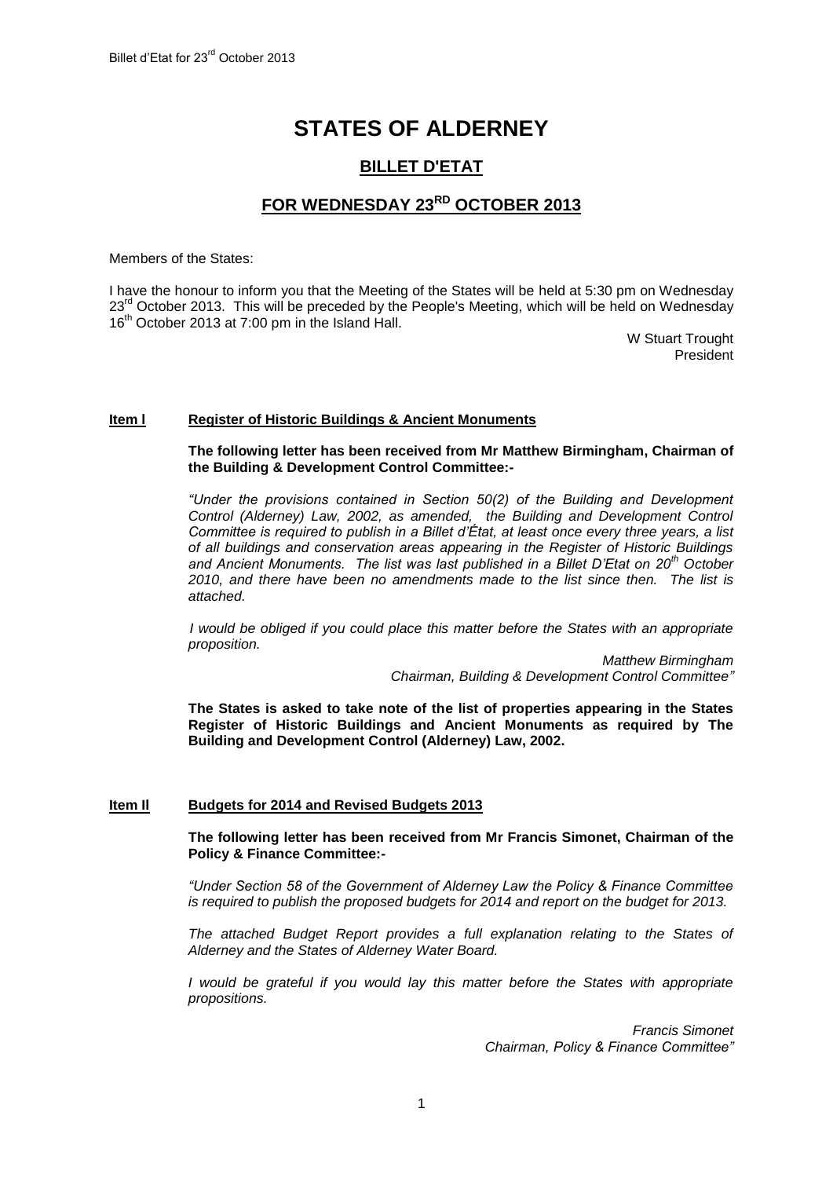# STATES OF ALDERNEY

## BILLET D'ETAT

## FOR WEDNESDAY 23RD OCTOBER 2013

Members of the States:

I have the honour to inform you that the Meeting of the States will be held at 5:30 pm on Wednesday 23rd October 2013. This will be preceded by the People's Meeting, which will be held on Wednesday 16th October 2013 at 7:00 pm in the Island Hall.

W Stuart Trought
President

**Item l** **Register of Historic Buildings & Ancient Monuments**

**The following letter has been received from Mr Matthew Birmingham, Chairman of the Building & Development Control Committee:-**

*"Under the provisions contained in Section 50(2) of the Building and Development Control (Alderney) Law, 2002, as amended, the Building and Development Control Committee is required to publish in a Billet d'État, at least once every three years, a list of all buildings and conservation areas appearing in the Register of Historic Buildings and Ancient Monuments. The list was last published in a Billet D'Etat on 20th October 2010, and there have been no amendments made to the list since then. The list is attached.*

*I would be obliged if you could place this matter before the States with an appropriate proposition.*

*Matthew Birmingham*
*Chairman, Building & Development Control Committee"*

**The States is asked to take note of the list of properties appearing in the States Register of Historic Buildings and Ancient Monuments as required by The Building and Development Control (Alderney) Law, 2002.**

**Item ll** **Budgets for 2014 and Revised Budgets 2013**

**The following letter has been received from Mr Francis Simonet, Chairman of the Policy & Finance Committee:-**

*"Under Section 58 of the Government of Alderney Law the Policy & Finance Committee is required to publish the proposed budgets for 2014 and report on the budget for 2013.*

*The attached Budget Report provides a full explanation relating to the States of Alderney and the States of Alderney Water Board.*

*I would be grateful if you would lay this matter before the States with appropriate propositions.*

*Francis Simonet*
*Chairman, Policy & Finance Committee"*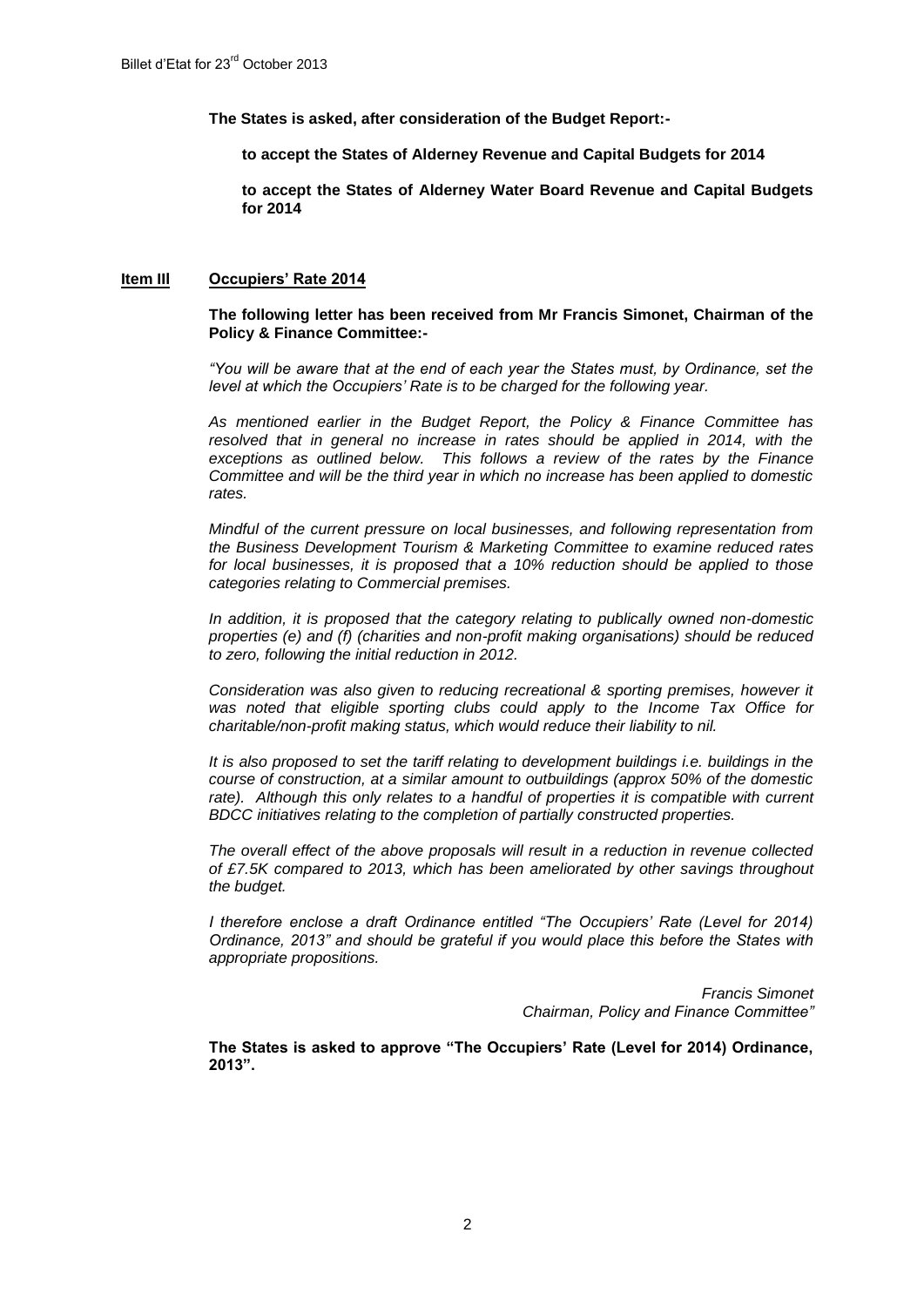**The States is asked, after consideration of the Budget Report:-**

**to accept the States of Alderney Revenue and Capital Budgets for 2014**

**to accept the States of Alderney Water Board Revenue and Capital Budgets for 2014**

## Item III Occupiers' Rate 2014

**The following letter has been received from Mr Francis Simonet, Chairman of the Policy & Finance Committee:-**

*"You will be aware that at the end of each year the States must, by Ordinance, set the level at which the Occupiers' Rate is to be charged for the following year.*

*As mentioned earlier in the Budget Report, the Policy & Finance Committee has resolved that in general no increase in rates should be applied in 2014, with the exceptions as outlined below. This follows a review of the rates by the Finance Committee and will be the third year in which no increase has been applied to domestic rates.*

*Mindful of the current pressure on local businesses, and following representation from the Business Development Tourism & Marketing Committee to examine reduced rates for local businesses, it is proposed that a 10% reduction should be applied to those categories relating to Commercial premises.*

*In addition, it is proposed that the category relating to publically owned non-domestic properties (e) and (f) (charities and non-profit making organisations) should be reduced to zero, following the initial reduction in 2012.*

*Consideration was also given to reducing recreational & sporting premises, however it was noted that eligible sporting clubs could apply to the Income Tax Office for charitable/non-profit making status, which would reduce their liability to nil.*

*It is also proposed to set the tariff relating to development buildings i.e. buildings in the course of construction, at a similar amount to outbuildings (approx 50% of the domestic rate). Although this only relates to a handful of properties it is compatible with current BDCC initiatives relating to the completion of partially constructed properties.*

*The overall effect of the above proposals will result in a reduction in revenue collected of £7.5K compared to 2013, which has been ameliorated by other savings throughout the budget.*

*I therefore enclose a draft Ordinance entitled "The Occupiers' Rate (Level for 2014) Ordinance, 2013" and should be grateful if you would place this before the States with appropriate propositions.*

*Francis Simonet*
*Chairman, Policy and Finance Committee"*

**The States is asked to approve "The Occupiers' Rate (Level for 2014) Ordinance, 2013".**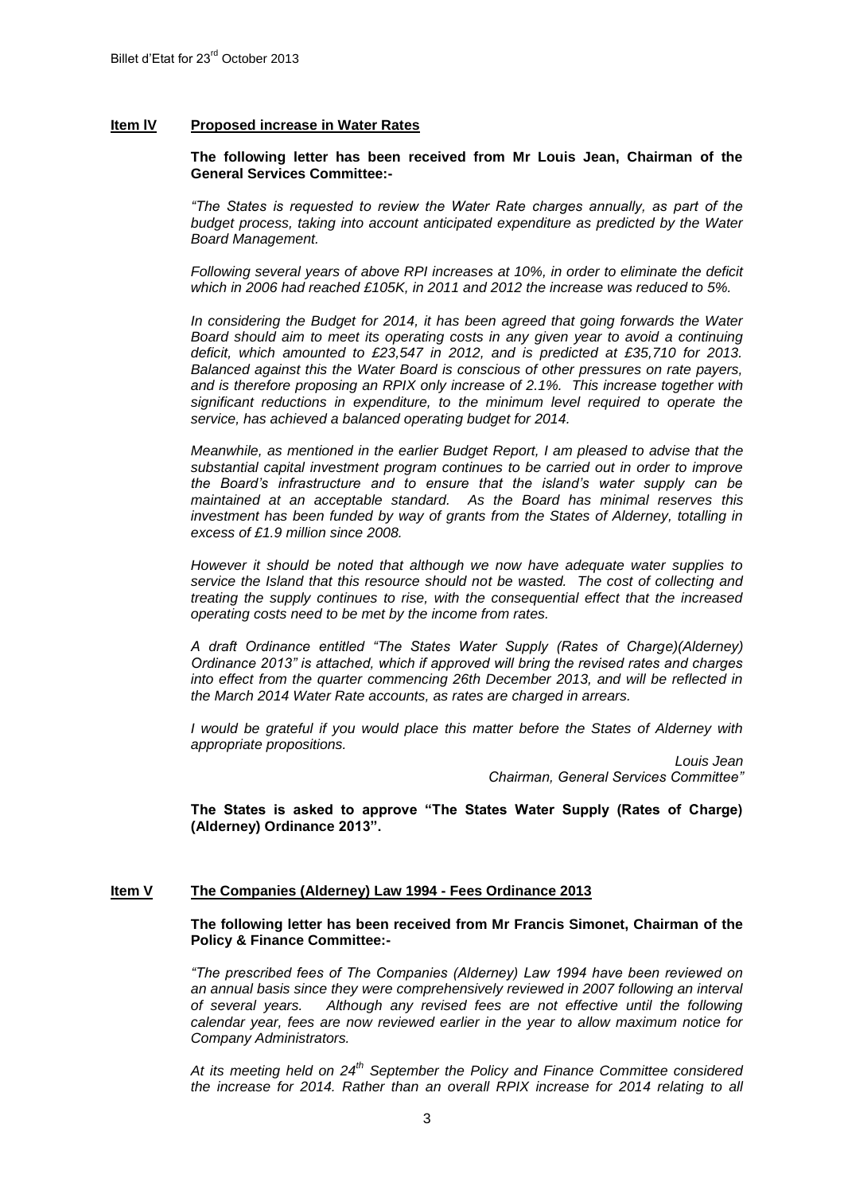### Item IV **Proposed increase in Water Rates**

**The following letter has been received from Mr Louis Jean, Chairman of the General Services Committee:-**

*"The States is requested to review the Water Rate charges annually, as part of the budget process, taking into account anticipated expenditure as predicted by the Water Board Management.*

*Following several years of above RPI increases at 10%, in order to eliminate the deficit which in 2006 had reached £105K, in 2011 and 2012 the increase was reduced to 5%.*

*In considering the Budget for 2014, it has been agreed that going forwards the Water Board should aim to meet its operating costs in any given year to avoid a continuing deficit, which amounted to £23,547 in 2012, and is predicted at £35,710 for 2013. Balanced against this the Water Board is conscious of other pressures on rate payers, and is therefore proposing an RPIX only increase of 2.1%. This increase together with significant reductions in expenditure, to the minimum level required to operate the service, has achieved a balanced operating budget for 2014.*

*Meanwhile, as mentioned in the earlier Budget Report, I am pleased to advise that the substantial capital investment program continues to be carried out in order to improve the Board's infrastructure and to ensure that the island's water supply can be maintained at an acceptable standard. As the Board has minimal reserves this investment has been funded by way of grants from the States of Alderney, totalling in excess of £1.9 million since 2008.*

*However it should be noted that although we now have adequate water supplies to service the Island that this resource should not be wasted. The cost of collecting and treating the supply continues to rise, with the consequential effect that the increased operating costs need to be met by the income from rates.*

*A draft Ordinance entitled "The States Water Supply (Rates of Charge)(Alderney) Ordinance 2013" is attached, which if approved will bring the revised rates and charges into effect from the quarter commencing 26th December 2013, and will be reflected in the March 2014 Water Rate accounts, as rates are charged in arrears.*

*I would be grateful if you would place this matter before the States of Alderney with appropriate propositions.*

*Louis Jean*
*Chairman, General Services Committee"*

**The States is asked to approve "The States Water Supply (Rates of Charge) (Alderney) Ordinance 2013".**

### Item V **The Companies (Alderney) Law 1994 - Fees Ordinance 2013**

**The following letter has been received from Mr Francis Simonet, Chairman of the Policy & Finance Committee:-**

*"The prescribed fees of The Companies (Alderney) Law 1994 have been reviewed on an annual basis since they were comprehensively reviewed in 2007 following an interval of several years. Although any revised fees are not effective until the following calendar year, fees are now reviewed earlier in the year to allow maximum notice for Company Administrators.*

*At its meeting held on 24th September the Policy and Finance Committee considered the increase for 2014. Rather than an overall RPIX increase for 2014 relating to all*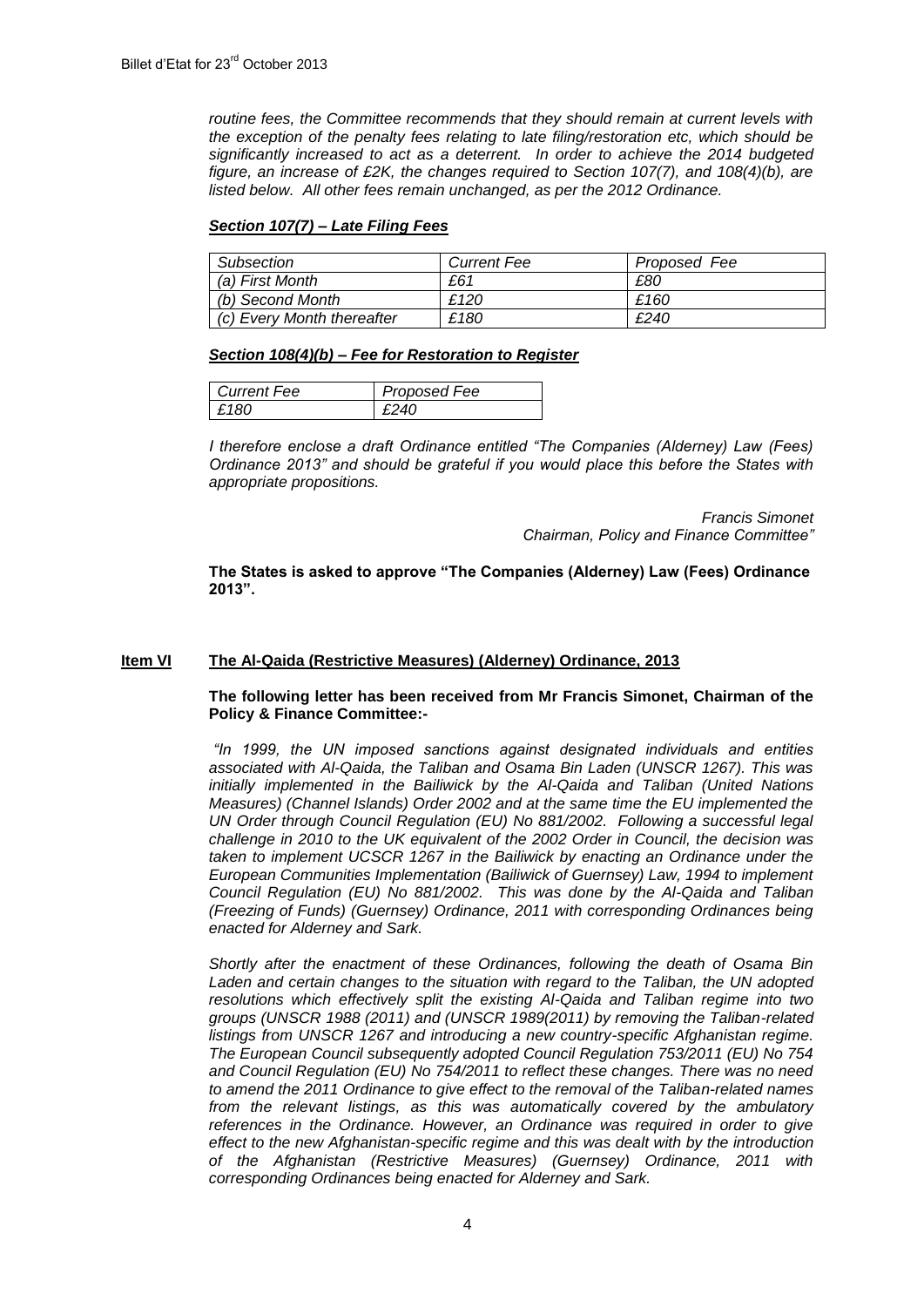*routine fees, the Committee recommends that they should remain at current levels with the exception of the penalty fees relating to late filing/restoration etc, which should be significantly increased to act as a deterrent. In order to achieve the 2014 budgeted figure, an increase of £2K, the changes required to Section 107(7), and 108(4)(b), are listed below. All other fees remain unchanged, as per the 2012 Ordinance.*

***Section 107(7) – Late Filing Fees***

| *Subsection* | *Current Fee* | *Proposed Fee* |
|---|---|---|
| *(a) First Month* | *£61* | *£80* |
| *(b) Second Month* | *£120* | *£160* |
| *(c) Every Month thereafter* | *£180* | *£240* |

***Section 108(4)(b) – Fee for Restoration to Register***

| *Current Fee* | *Proposed Fee* |
|---|---|
| *£180* | *£240* |

*I therefore enclose a draft Ordinance entitled "The Companies (Alderney) Law (Fees) Ordinance 2013" and should be grateful if you would place this before the States with appropriate propositions.*

*Francis Simonet*
*Chairman, Policy and Finance Committee"*

**The States is asked to approve "The Companies (Alderney) Law (Fees) Ordinance 2013".**

## **Item VI** **The Al-Qaida (Restrictive Measures) (Alderney) Ordinance, 2013**

**The following letter has been received from Mr Francis Simonet, Chairman of the Policy & Finance Committee:-**

*"In 1999, the UN imposed sanctions against designated individuals and entities associated with Al-Qaida, the Taliban and Osama Bin Laden (UNSCR 1267). This was initially implemented in the Bailiwick by the Al-Qaida and Taliban (United Nations Measures) (Channel Islands) Order 2002 and at the same time the EU implemented the UN Order through Council Regulation (EU) No 881/2002. Following a successful legal challenge in 2010 to the UK equivalent of the 2002 Order in Council, the decision was taken to implement UCSCR 1267 in the Bailiwick by enacting an Ordinance under the European Communities Implementation (Bailiwick of Guernsey) Law, 1994 to implement Council Regulation (EU) No 881/2002. This was done by the Al-Qaida and Taliban (Freezing of Funds) (Guernsey) Ordinance, 2011 with corresponding Ordinances being enacted for Alderney and Sark.*

*Shortly after the enactment of these Ordinances, following the death of Osama Bin Laden and certain changes to the situation with regard to the Taliban, the UN adopted resolutions which effectively split the existing Al-Qaida and Taliban regime into two groups (UNSCR 1988 (2011) and (UNSCR 1989(2011) by removing the Taliban-related listings from UNSCR 1267 and introducing a new country-specific Afghanistan regime. The European Council subsequently adopted Council Regulation 753/2011 (EU) No 754 and Council Regulation (EU) No 754/2011 to reflect these changes. There was no need to amend the 2011 Ordinance to give effect to the removal of the Taliban-related names from the relevant listings, as this was automatically covered by the ambulatory references in the Ordinance. However, an Ordinance was required in order to give effect to the new Afghanistan-specific regime and this was dealt with by the introduction of the Afghanistan (Restrictive Measures) (Guernsey) Ordinance, 2011 with corresponding Ordinances being enacted for Alderney and Sark.*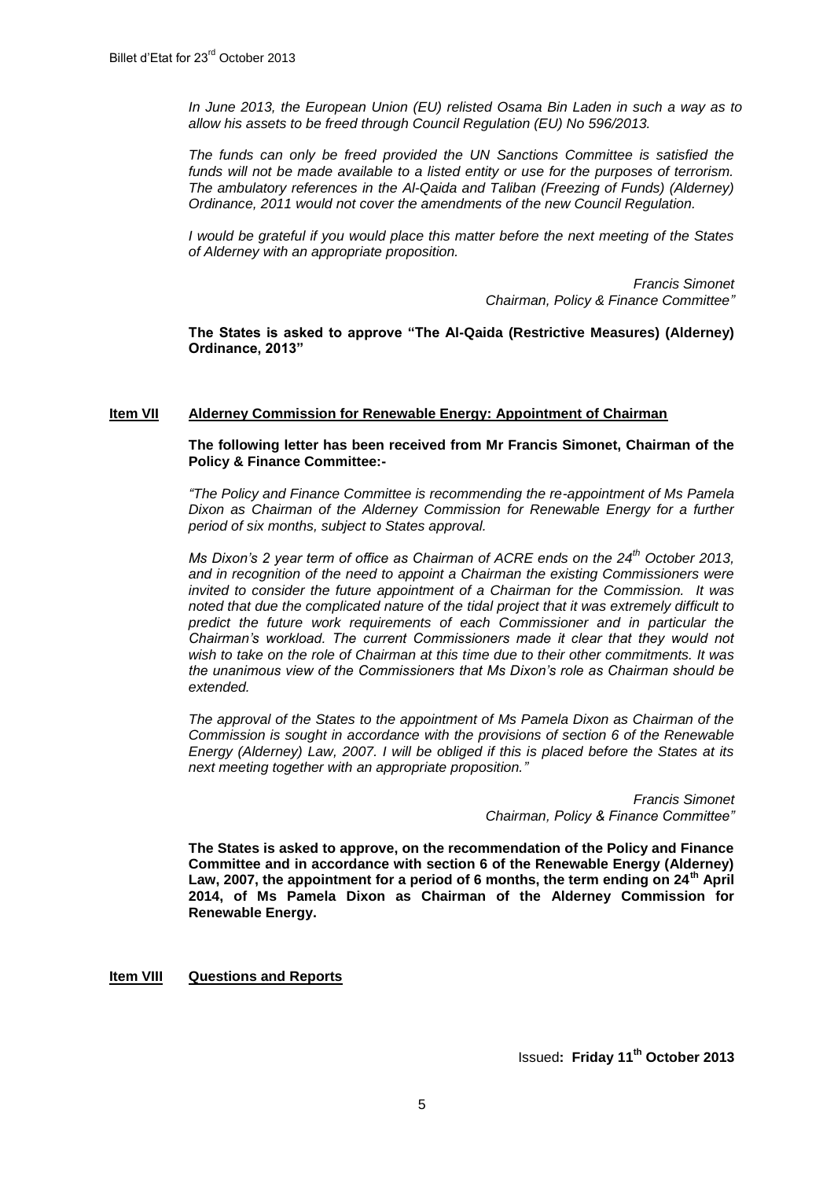*In June 2013, the European Union (EU) relisted Osama Bin Laden in such a way as to allow his assets to be freed through Council Regulation (EU) No 596/2013.*

*The funds can only be freed provided the UN Sanctions Committee is satisfied the funds will not be made available to a listed entity or use for the purposes of terrorism. The ambulatory references in the Al-Qaida and Taliban (Freezing of Funds) (Alderney) Ordinance, 2011 would not cover the amendments of the new Council Regulation.*

*I would be grateful if you would place this matter before the next meeting of the States of Alderney with an appropriate proposition.*

*Francis Simonet*
*Chairman, Policy & Finance Committee"*

**The States is asked to approve "The Al-Qaida (Restrictive Measures) (Alderney) Ordinance, 2013"**

## Item VII Alderney Commission for Renewable Energy: Appointment of Chairman

**The following letter has been received from Mr Francis Simonet, Chairman of the Policy & Finance Committee:-**

*"The Policy and Finance Committee is recommending the re-appointment of Ms Pamela Dixon as Chairman of the Alderney Commission for Renewable Energy for a further period of six months, subject to States approval.*

*Ms Dixon's 2 year term of office as Chairman of ACRE ends on the 24th October 2013, and in recognition of the need to appoint a Chairman the existing Commissioners were invited to consider the future appointment of a Chairman for the Commission. It was noted that due the complicated nature of the tidal project that it was extremely difficult to predict the future work requirements of each Commissioner and in particular the Chairman's workload. The current Commissioners made it clear that they would not wish to take on the role of Chairman at this time due to their other commitments. It was the unanimous view of the Commissioners that Ms Dixon's role as Chairman should be extended.*

*The approval of the States to the appointment of Ms Pamela Dixon as Chairman of the Commission is sought in accordance with the provisions of section 6 of the Renewable Energy (Alderney) Law, 2007. I will be obliged if this is placed before the States at its next meeting together with an appropriate proposition."*

*Francis Simonet*
*Chairman, Policy & Finance Committee"*

**The States is asked to approve, on the recommendation of the Policy and Finance Committee and in accordance with section 6 of the Renewable Energy (Alderney) Law, 2007, the appointment for a period of 6 months, the term ending on 24th April 2014, of Ms Pamela Dixon as Chairman of the Alderney Commission for Renewable Energy.**

## Item VIII Questions and Reports

Issued**: Friday 11th October 2013**